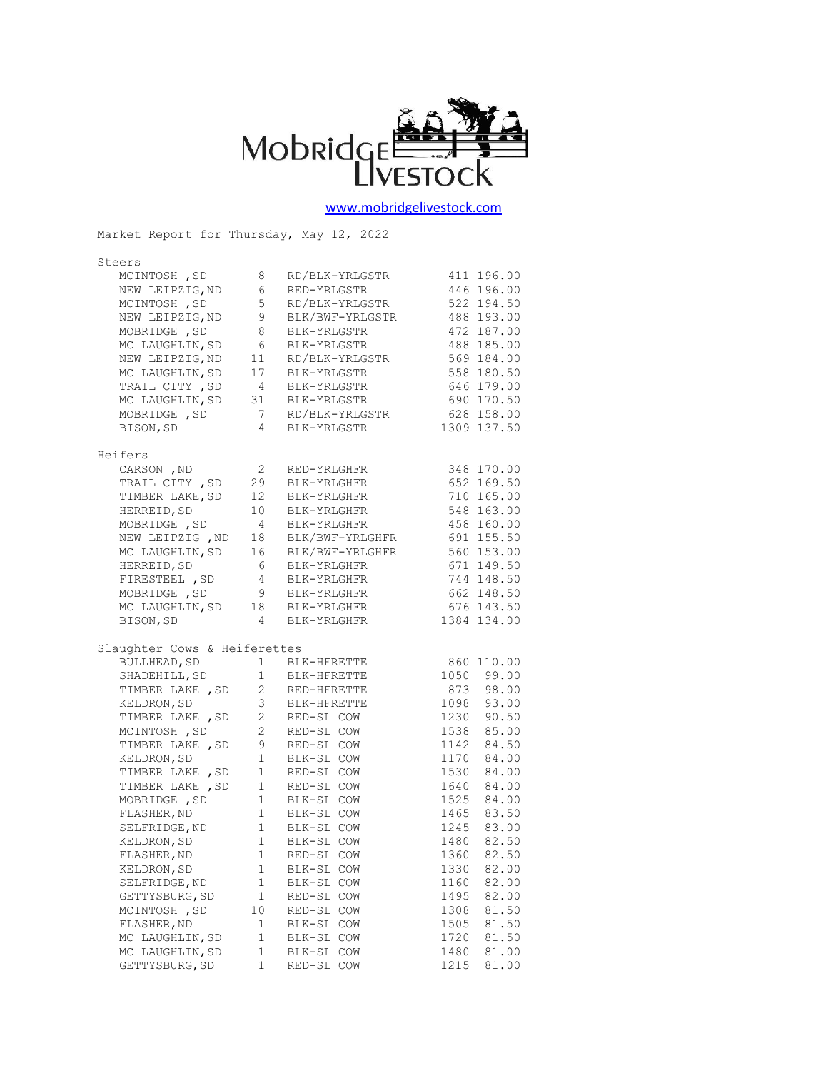Mobridge Livestock

www.mobridgelivestock.com

Market Report for Thursday, May 12, 2022

## Steers

| Location | Head | Description | Weight | Price |
|---|---|---|---|---|
| MCINTOSH ,SD | 8 | RD/BLK-YRLGSTR | 411 | 196.00 |
| NEW LEIPZIG,ND | 6 | RED-YRLGSTR | 446 | 196.00 |
| MCINTOSH ,SD | 5 | RD/BLK-YRLGSTR | 522 | 194.50 |
| NEW LEIPZIG,ND | 9 | BLK/BWF-YRLGSTR | 488 | 193.00 |
| MOBRIDGE ,SD | 8 | BLK-YRLGSTR | 472 | 187.00 |
| MC LAUGHLIN,SD | 6 | BLK-YRLGSTR | 488 | 185.00 |
| NEW LEIPZIG,ND | 11 | RD/BLK-YRLGSTR | 569 | 184.00 |
| MC LAUGHLIN,SD | 17 | BLK-YRLGSTR | 558 | 180.50 |
| TRAIL CITY ,SD | 4 | BLK-YRLGSTR | 646 | 179.00 |
| MC LAUGHLIN,SD | 31 | BLK-YRLGSTR | 690 | 170.50 |
| MOBRIDGE ,SD | 7 | RD/BLK-YRLGSTR | 628 | 158.00 |
| BISON,SD | 4 | BLK-YRLGSTR | 1309 | 137.50 |

## Heifers

| Location | Head | Description | Weight | Price |
|---|---|---|---|---|
| CARSON ,ND | 2 | RED-YRLGHFR | 348 | 170.00 |
| TRAIL CITY ,SD | 29 | BLK-YRLGHFR | 652 | 169.50 |
| TIMBER LAKE,SD | 12 | BLK-YRLGHFR | 710 | 165.00 |
| HERREID,SD | 10 | BLK-YRLGHFR | 548 | 163.00 |
| MOBRIDGE ,SD | 4 | BLK-YRLGHFR | 458 | 160.00 |
| NEW LEIPZIG ,ND | 18 | BLK/BWF-YRLGHFR | 691 | 155.50 |
| MC LAUGHLIN,SD | 16 | BLK/BWF-YRLGHFR | 560 | 153.00 |
| HERREID,SD | 6 | BLK-YRLGHFR | 671 | 149.50 |
| FIRESTEEL ,SD | 4 | BLK-YRLGHFR | 744 | 148.50 |
| MOBRIDGE ,SD | 9 | BLK-YRLGHFR | 662 | 148.50 |
| MC LAUGHLIN,SD | 18 | BLK-YRLGHFR | 676 | 143.50 |
| BISON,SD | 4 | BLK-YRLGHFR | 1384 | 134.00 |

## Slaughter Cows & Heiferettes

| Location | Head | Description | Weight | Price |
|---|---|---|---|---|
| BULLHEAD,SD | 1 | BLK-HFRETTE | 860 | 110.00 |
| SHADEHILL,SD | 1 | BLK-HFRETTE | 1050 | 99.00 |
| TIMBER LAKE ,SD | 2 | RED-HFRETTE | 873 | 98.00 |
| KELDRON,SD | 3 | BLK-HFRETTE | 1098 | 93.00 |
| TIMBER LAKE ,SD | 2 | RED-SL COW | 1230 | 90.50 |
| MCINTOSH ,SD | 2 | RED-SL COW | 1538 | 85.00 |
| TIMBER LAKE ,SD | 9 | RED-SL COW | 1142 | 84.50 |
| KELDRON,SD | 1 | BLK-SL COW | 1170 | 84.00 |
| TIMBER LAKE ,SD | 1 | RED-SL COW | 1530 | 84.00 |
| TIMBER LAKE ,SD | 1 | RED-SL COW | 1640 | 84.00 |
| MOBRIDGE ,SD | 1 | BLK-SL COW | 1525 | 84.00 |
| FLASHER,ND | 1 | BLK-SL COW | 1465 | 83.50 |
| SELFRIDGE,ND | 1 | BLK-SL COW | 1245 | 83.00 |
| KELDRON,SD | 1 | BLK-SL COW | 1480 | 82.50 |
| FLASHER,ND | 1 | RED-SL COW | 1360 | 82.50 |
| KELDRON,SD | 1 | BLK-SL COW | 1330 | 82.00 |
| SELFRIDGE,ND | 1 | BLK-SL COW | 1160 | 82.00 |
| GETTYSBURG,SD | 1 | RED-SL COW | 1495 | 82.00 |
| MCINTOSH ,SD | 10 | RED-SL COW | 1308 | 81.50 |
| FLASHER,ND | 1 | BLK-SL COW | 1505 | 81.50 |
| MC LAUGHLIN,SD | 1 | BLK-SL COW | 1720 | 81.50 |
| MC LAUGHLIN,SD | 1 | BLK-SL COW | 1480 | 81.00 |
| GETTYSBURG,SD | 1 | RED-SL COW | 1215 | 81.00 |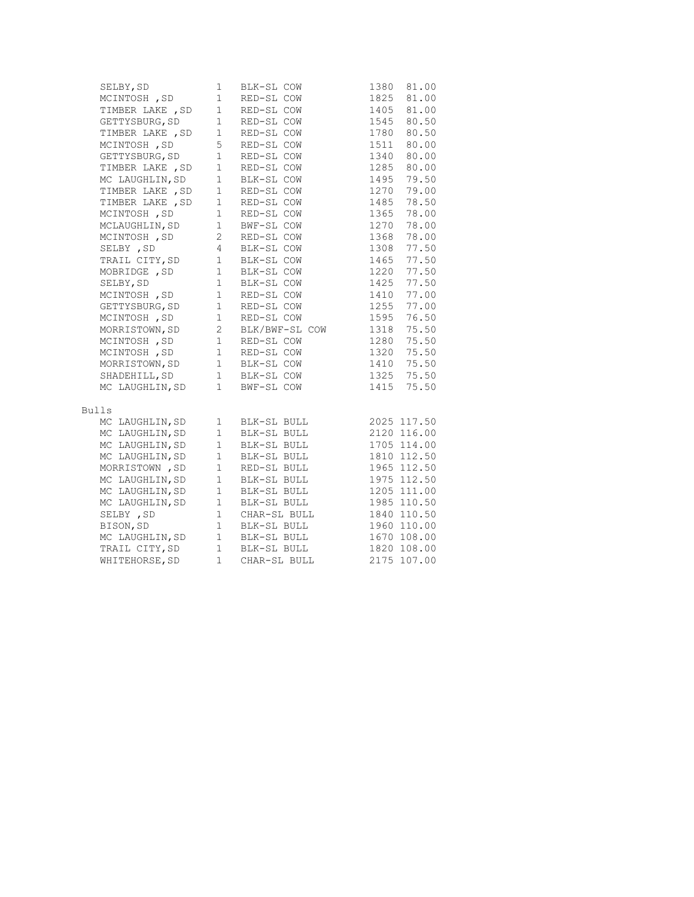| | | | | |
|---|---|---|---|---|
| SELBY,SD | 1 | BLK-SL COW | 1380 | 81.00 |
| MCINTOSH ,SD | 1 | RED-SL COW | 1825 | 81.00 |
| TIMBER LAKE ,SD | 1 | RED-SL COW | 1405 | 81.00 |
| GETTYSBURG,SD | 1 | RED-SL COW | 1545 | 80.50 |
| TIMBER LAKE ,SD | 1 | RED-SL COW | 1780 | 80.50 |
| MCINTOSH ,SD | 5 | RED-SL COW | 1511 | 80.00 |
| GETTYSBURG,SD | 1 | RED-SL COW | 1340 | 80.00 |
| TIMBER LAKE ,SD | 1 | RED-SL COW | 1285 | 80.00 |
| MC LAUGHLIN,SD | 1 | BLK-SL COW | 1495 | 79.50 |
| TIMBER LAKE ,SD | 1 | RED-SL COW | 1270 | 79.00 |
| TIMBER LAKE ,SD | 1 | RED-SL COW | 1485 | 78.50 |
| MCINTOSH ,SD | 1 | RED-SL COW | 1365 | 78.00 |
| MCLAUGHLIN,SD | 1 | BWF-SL COW | 1270 | 78.00 |
| MCINTOSH ,SD | 2 | RED-SL COW | 1368 | 78.00 |
| SELBY ,SD | 4 | BLK-SL COW | 1308 | 77.50 |
| TRAIL CITY,SD | 1 | BLK-SL COW | 1465 | 77.50 |
| MOBRIDGE ,SD | 1 | BLK-SL COW | 1220 | 77.50 |
| SELBY,SD | 1 | BLK-SL COW | 1425 | 77.50 |
| MCINTOSH ,SD | 1 | RED-SL COW | 1410 | 77.00 |
| GETTYSBURG,SD | 1 | RED-SL COW | 1255 | 77.00 |
| MCINTOSH ,SD | 1 | RED-SL COW | 1595 | 76.50 |
| MORRISTOWN,SD | 2 | BLK/BWF-SL COW | 1318 | 75.50 |
| MCINTOSH ,SD | 1 | RED-SL COW | 1280 | 75.50 |
| MCINTOSH ,SD | 1 | RED-SL COW | 1320 | 75.50 |
| MORRISTOWN,SD | 1 | BLK-SL COW | 1410 | 75.50 |
| SHADEHILL,SD | 1 | BLK-SL COW | 1325 | 75.50 |
| MC LAUGHLIN,SD | 1 | BWF-SL COW | 1415 | 75.50 |

Bulls

| | | | | |
|---|---|---|---|---|
| MC LAUGHLIN,SD | 1 | BLK-SL BULL | 2025 | 117.50 |
| MC LAUGHLIN,SD | 1 | BLK-SL BULL | 2120 | 116.00 |
| MC LAUGHLIN,SD | 1 | BLK-SL BULL | 1705 | 114.00 |
| MC LAUGHLIN,SD | 1 | BLK-SL BULL | 1810 | 112.50 |
| MORRISTOWN ,SD | 1 | RED-SL BULL | 1965 | 112.50 |
| MC LAUGHLIN,SD | 1 | BLK-SL BULL | 1975 | 112.50 |
| MC LAUGHLIN,SD | 1 | BLK-SL BULL | 1205 | 111.00 |
| MC LAUGHLIN,SD | 1 | BLK-SL BULL | 1985 | 110.50 |
| SELBY ,SD | 1 | CHAR-SL BULL | 1840 | 110.50 |
| BISON,SD | 1 | BLK-SL BULL | 1960 | 110.00 |
| MC LAUGHLIN,SD | 1 | BLK-SL BULL | 1670 | 108.00 |
| TRAIL CITY,SD | 1 | BLK-SL BULL | 1820 | 108.00 |
| WHITEHORSE,SD | 1 | CHAR-SL BULL | 2175 | 107.00 |